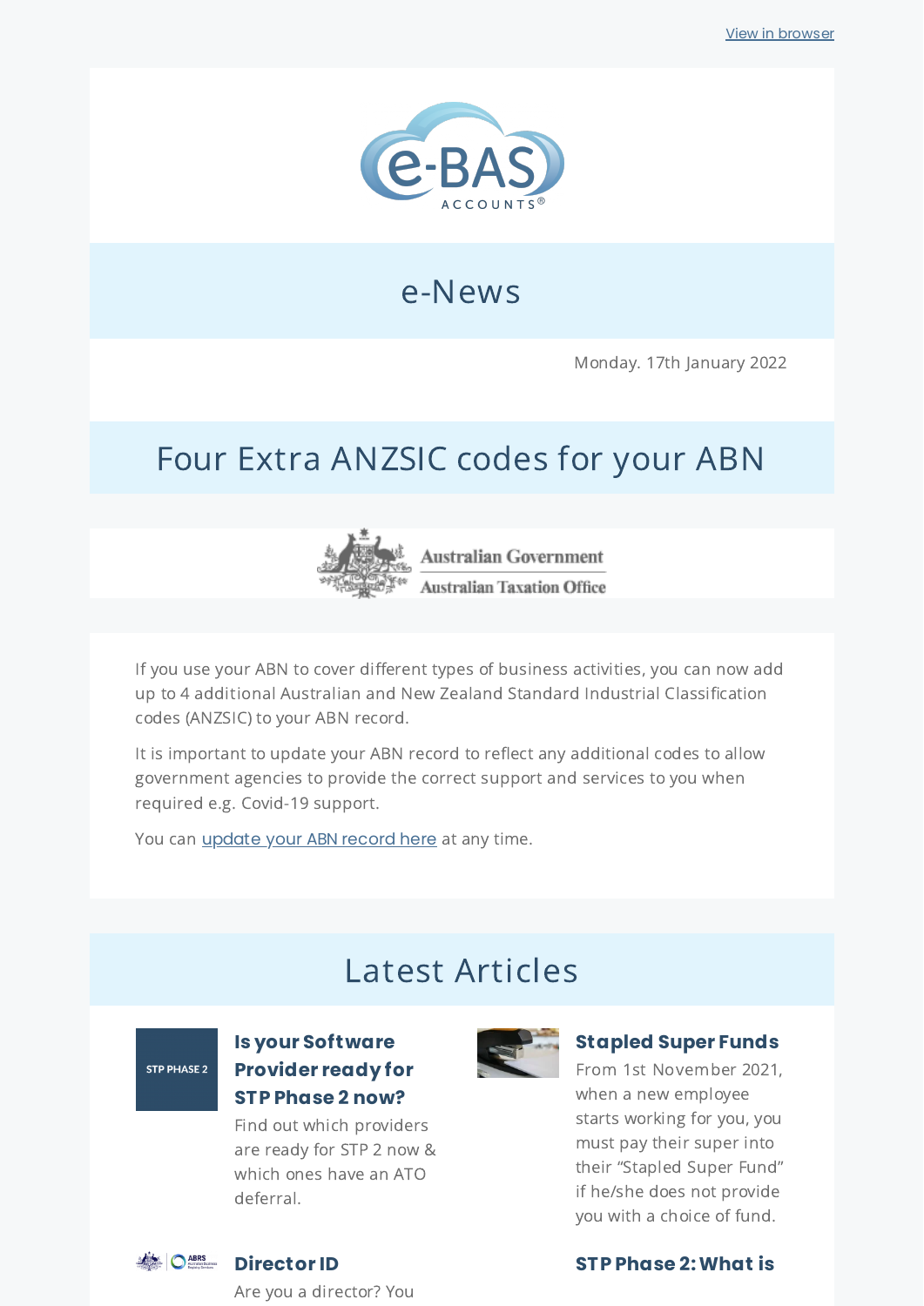View in browser

e-BAS ACCOUNTS®

# e-News

Monday. 17th January 2022

## Four Extra ANZSIC codes for your ABN

Australian Government
Australian Taxation Office

If you use your ABN to cover different types of business activities, you can now add up to 4 additional Australian and New Zealand Standard Industrial Classification codes (ANZSIC) to your ABN record.

It is important to update your ABN record to reflect any additional codes to allow government agencies to provide the correct support and services to you when required e.g. Covid-19 support.

You can update your ABN record here at any time.

## Latest Articles

STP PHASE 2

### Is your Software Provider ready for STP Phase 2 now?

Find out which providers are ready for STP 2 now & which ones have an ATO deferral.

### Stapled Super Funds

From 1st November 2021, when a new employee starts working for you, you must pay their super into their "Stapled Super Fund" if he/she does not provide you with a choice of fund.

### Director ID

Are you a director? You

### STP Phase 2: What is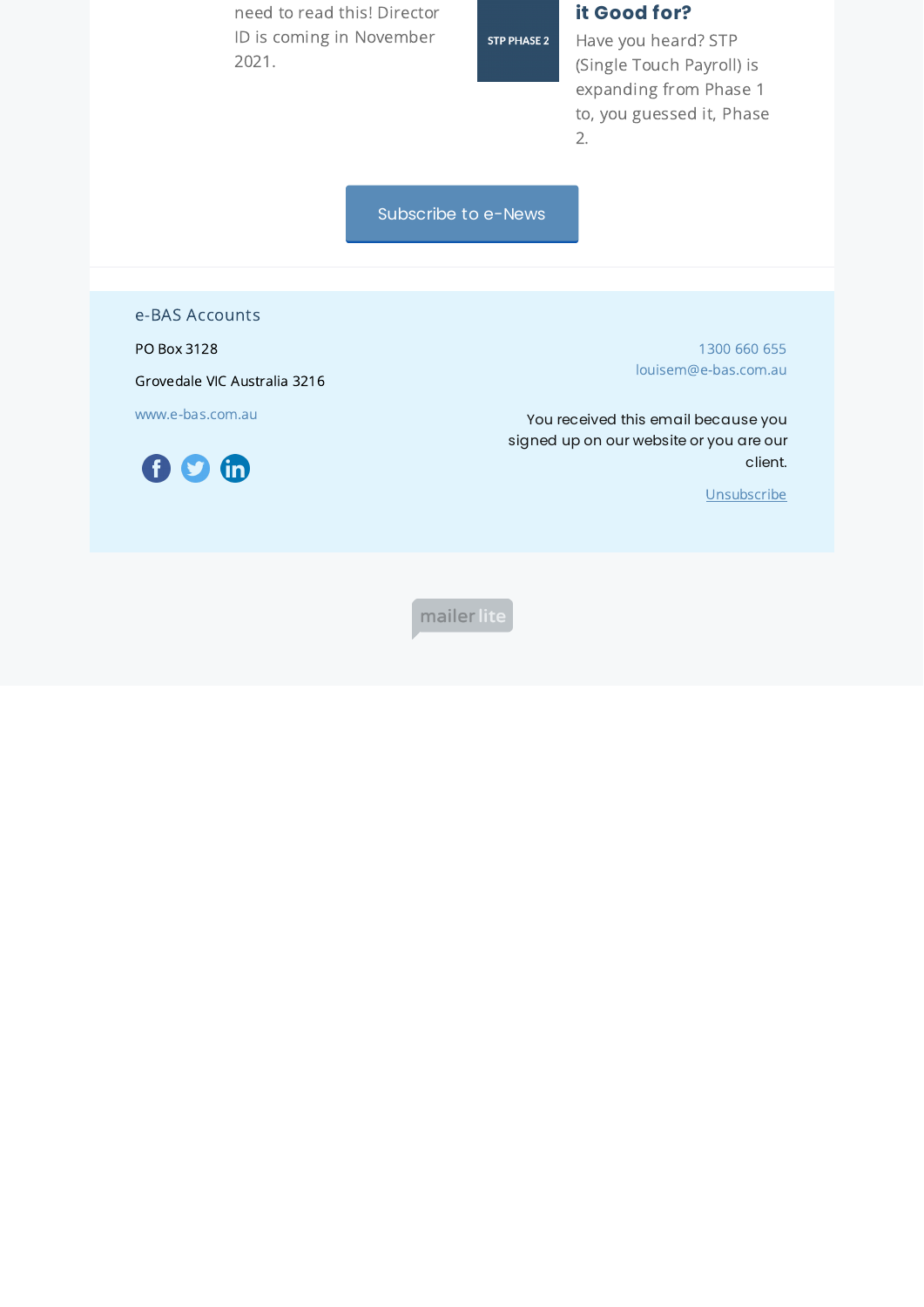need to read this! Director ID is coming in November 2021.

STP PHASE 2

### it Good for?

Have you heard? STP (Single Touch Payroll) is expanding from Phase 1 to, you guessed it, Phase 2.

Subscribe to e-News

e-BAS Accounts

PO Box 3128

Grovedale VIC Australia 3216

www.e-bas.com.au

1300 660 655
louisem@e-bas.com.au

You received this email because you signed up on our website or you are our client.

Unsubscribe

mailerlite